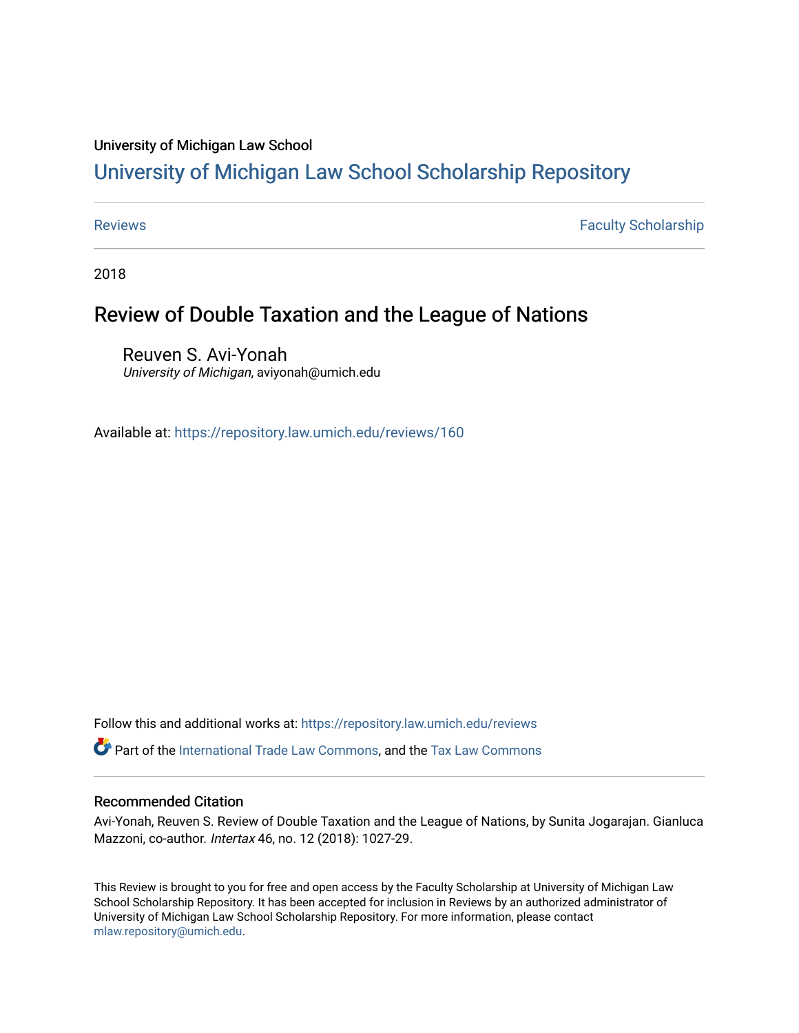University of Michigan Law School

# University of Michigan Law School Scholarship Repository

Reviews | Faculty Scholarship

2018

## Review of Double Taxation and the League of Nations

Reuven S. Avi-Yonah
*University of Michigan*, aviyonah@umich.edu

Available at: https://repository.law.umich.edu/reviews/160

Follow this and additional works at: https://repository.law.umich.edu/reviews

Part of the International Trade Law Commons, and the Tax Law Commons

### Recommended Citation

Avi-Yonah, Reuven S. Review of Double Taxation and the League of Nations, by Sunita Jogarajan. Gianluca Mazzoni, co-author. *Intertax* 46, no. 12 (2018): 1027-29.

This Review is brought to you for free and open access by the Faculty Scholarship at University of Michigan Law School Scholarship Repository. It has been accepted for inclusion in Reviews by an authorized administrator of University of Michigan Law School Scholarship Repository. For more information, please contact mlaw.repository@umich.edu.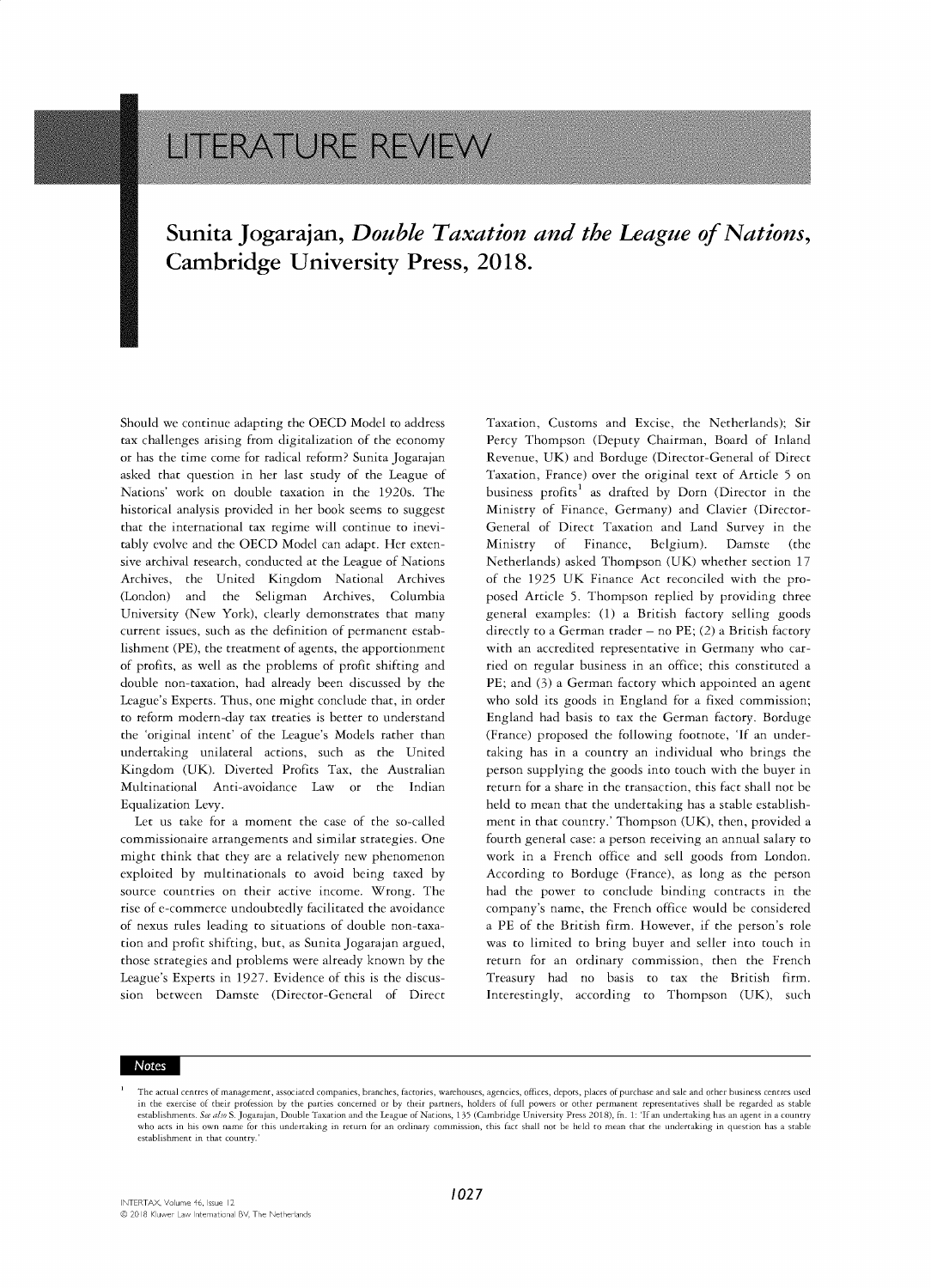# LITERATURE REVIEW

## Sunita Jogarajan, *Double Taxation and the League of Nations*, Cambridge University Press, 2018.

Should we continue adapting the OECD Model to address tax challenges arising from digitalization of the economy or has the time come for radical reform? Sunita Jogarajan asked that question in her last study of the League of Nations' work on double taxation in the 1920s. The historical analysis provided in her book seems to suggest that the international tax regime will continue to inevitably evolve and the OECD Model can adapt. Her extensive archival research, conducted at the League of Nations Archives, the United Kingdom National Archives (London) and the Seligman Archives, Columbia University (New York), clearly demonstrates that many current issues, such as the definition of permanent establishment (PE), the treatment of agents, the apportionment of profits, as well as the problems of profit shifting and double non-taxation, had already been discussed by the League's Experts. Thus, one might conclude that, in order to reform modern-day tax treaties is better to understand the 'original intent' of the League's Models rather than undertaking unilateral actions, such as the United Kingdom (UK). Diverted Profits Tax, the Australian Multinational Anti-avoidance Law or the Indian Equalization Levy.

Let us take for a moment the case of the so-called commissionaire arrangements and similar strategies. One might think that they are a relatively new phenomenon exploited by multinationals to avoid being taxed by source countries on their active income. Wrong. The rise of e-commerce undoubtedly facilitated the avoidance of nexus rules leading to situations of double non-taxation and profit shifting, but, as Sunita Jogarajan argued, those strategies and problems were already known by the League's Experts in 1927. Evidence of this is the discussion between Damste (Director-General of Direct Taxation, Customs and Excise, the Netherlands); Sir Percy Thompson (Deputy Chairman, Board of Inland Revenue, UK) and Borduge (Director-General of Direct Taxation, France) over the original text of Article 5 on business profits[1] as drafted by Dorn (Director in the Ministry of Finance, Germany) and Clavier (Director-General of Direct Taxation and Land Survey in the Ministry of Finance, Belgium). Damste (the Netherlands) asked Thompson (UK) whether section 17 of the 1925 UK Finance Act reconciled with the proposed Article 5. Thompson replied by providing three general examples: (1) a British factory selling goods directly to a German trader – no PE; (2) a British factory with an accredited representative in Germany who carried on regular business in an office; this constituted a PE; and (3) a German factory which appointed an agent who sold its goods in England for a fixed commission; England had basis to tax the German factory. Borduge (France) proposed the following footnote, 'If an undertaking has in a country an individual who brings the person supplying the goods into touch with the buyer in return for a share in the transaction, this fact shall not be held to mean that the undertaking has a stable establishment in that country.' Thompson (UK), then, provided a fourth general case: a person receiving an annual salary to work in a French office and sell goods from London. According to Borduge (France), as long as the person had the power to conclude binding contracts in the company's name, the French office would be considered a PE of the British firm. However, if the person's role was to limited to bring buyer and seller into touch in return for an ordinary commission, then the French Treasury had no basis to tax the British firm. Interestingly, according to Thompson (UK), such

---

**Notes**

[1] The actual centres of management, associated companies, branches, factories, warehouses, agencies, offices, depots, places of purchase and sale and other business centres used in the exercise of their profession by the parties concerned or by their partners, holders of full powers or other permanent representatives shall be regarded as stable establishments. *See also* S. Jogarajan, Double Taxation and the League of Nations, 135 (Cambridge University Press 2018), fn. 1: 'If an undertaking has an agent in a country who acts in his own name for this undertaking in return for an ordinary commission, this fact shall not be held to mean that the undertaking in question has a stable establishment in that country.'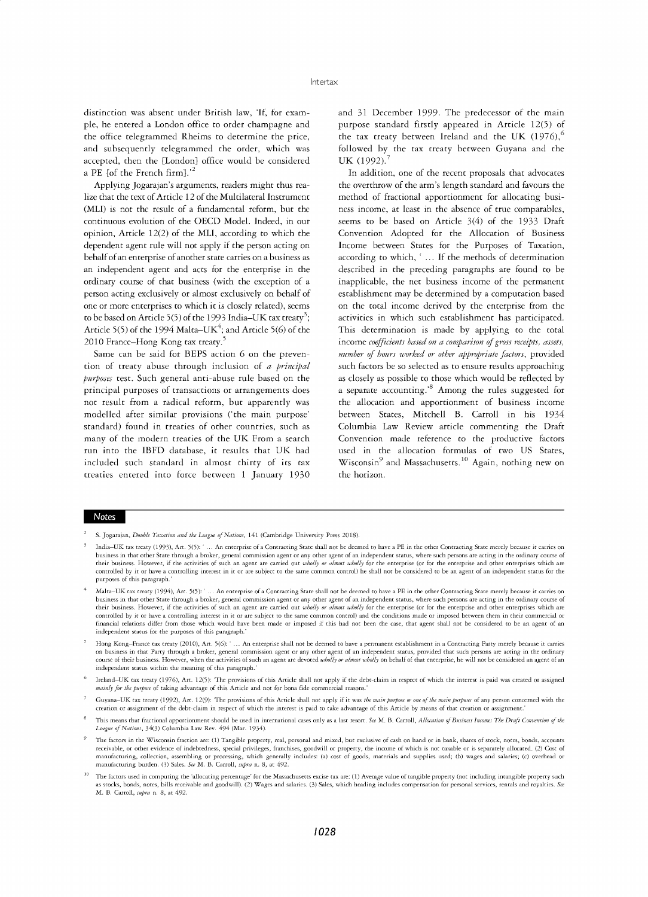distinction was absent under British law, 'If, for example, he entered a London office to order champagne and the office telegrammed Rheims to determine the price, and subsequently telegrammed the order, which was accepted, then the [London] office would be considered a PE [of the French firm].'[2]

Applying Jogarajan's arguments, readers might thus realize that the text of Article 12 of the Multilateral Instrument (MLI) is not the result of a fundamental reform, but the continuous evolution of the OECD Model. Indeed, in our opinion, Article 12(2) of the MLI, according to which the dependent agent rule will not apply if the person acting on behalf of an enterprise of another state carries on a business as an independent agent and acts for the enterprise in the ordinary course of that business (with the exception of a person acting exclusively or almost exclusively on behalf of one or more enterprises to which it is closely related), seems to be based on Article 5(5) of the 1993 India–UK tax treaty[3]; Article 5(5) of the 1994 Malta–UK[4]; and Article 5(6) of the 2010 France–Hong Kong tax treaty.[5]

Same can be said for BEPS action 6 on the prevention of treaty abuse through inclusion of *a principal purposes* test. Such general anti-abuse rule based on the principal purposes of transactions or arrangements does not result from a radical reform, but apparently was modelled after similar provisions ('the main purpose' standard) found in treaties of other countries, such as many of the modern treaties of the UK From a search run into the IBFD database, it results that UK had included such standard in almost thirty of its tax treaties entered into force between 1 January 1930 and 31 December 1999. The predecessor of the main purpose standard firstly appeared in Article 12(5) of the tax treaty between Ireland and the UK (1976),[6] followed by the tax treaty between Guyana and the UK (1992).[7]

In addition, one of the recent proposals that advocates the overthrow of the arm's length standard and favours the method of fractional apportionment for allocating business income, at least in the absence of true comparables, seems to be based on Article 3(4) of the 1933 Draft Convention Adopted for the Allocation of Business Income between States for the Purposes of Taxation, according to which, ' … If the methods of determination described in the preceding paragraphs are found to be inapplicable, the net business income of the permanent establishment may be determined by a computation based on the total income derived by the enterprise from the activities in which such establishment has participated. This determination is made by applying to the total income *coefficients based on a comparison of gross receipts, assets, number of hours worked or other appropriate factors*, provided such factors be so selected as to ensure results approaching as closely as possible to those which would be reflected by a separate accounting.'[8] Among the rules suggested for the allocation and apportionment of business income between States, Mitchell B. Carroll in his 1934 Columbia Law Review article commenting the Draft Convention made reference to the productive factors used in the allocation formulas of two US States, Wisconsin[9] and Massachusetts.[10] Again, nothing new on the horizon.

## Notes

[2] S. Jogarajan, *Double Taxation and the League of Nations*, 141 (Cambridge University Press 2018).

[3] India–UK tax treaty (1993), Art. 5(5): ' … An enterprise of a Contracting State shall not be deemed to have a PE in the other Contracting State merely because it carries on business in that other State through a broker, general commission agent or any other agent of an independent status, where such persons are acting in the ordinary course of their business. However, if the activities of such an agent are carried out *wholly or almost wholly* for the enterprise (or for the enterprise and other enterprises which are controlled by it or have a controlling interest in it or are subject to the same common control) he shall not be considered to be an agent of an independent status for the purposes of this paragraph.'

[4] Malta–UK tax treaty (1994), Art. 5(5): ' … An enterprise of a Contracting State shall not be deemed to have a PE in the other Contracting State merely because it carries on business in that other State through a broker, general commission agent or any other agent of an independent status, where such persons are acting in the ordinary course of their business. However, if the activities of such an agent are carried out *wholly or almost wholly* for the enterprise (or for the enterprise and other enterprises which are controlled by it or have a controlling interest in it or are subject to the same common control) and the conditions made or imposed between them in their commercial or financial relations differ from those which would have been made or imposed if this had not been the case, that agent shall not be considered to be an agent of an independent status for the purposes of this paragraph.'

[5] Hong Kong–France tax treaty (2010), Art. 5(6): ' … An enterprise shall not be deemed to have a permanent establishment in a Contracting Party merely because it carries on business in that Party through a broker, general commission agent or any other agent of an independent status, provided that such persons are acting in the ordinary course of their business. However, when the activities of such an agent are devoted *wholly or almost wholly* on behalf of that enterprise, he will not be considered an agent of an independent status within the meaning of this paragraph.'

[6] Ireland–UK tax treaty (1976), Art. 12(5): 'The provisions of this Article shall not apply if the debt-claim in respect of which the interest is paid was created or assigned *mainly for the purpose* of taking advantage of this Article and not for bona fide commercial reasons.'

[7] Guyana–UK tax treaty (1992), Art. 12(9): 'The provisions of this Article shall not apply if it was *the main purpose or one of the main purposes* of any person concerned with the creation or assignment of the debt-claim in respect of which the interest is paid to take advantage of this Article by means of that creation or assignment.'

[8] This means that fractional apportionment should be used in international cases only as a last resort. *See* M. B. Carroll, *Allocation of Business Income: The Draft Convention of the League of Nations*, 34(3) Columbia Law Rev. 494 (Mar. 1934).

[9] The factors in the Wisconsin fraction are: (1) Tangible property, real, personal and mixed, but exclusive of cash on hand or in bank, shares of stock, notes, bonds, accounts receivable, or other evidence of indebtedness, special privileges, franchises, goodwill or property, the income of which is not taxable or is separately allocated. (2) Cost of manufacturing, collection, assembling or processing, which generally includes: (a) cost of goods, materials and supplies used; (b) wages and salaries; (c) overhead or manufacturing burden. (3) Sales. *See* M. B. Carroll, *supra* n. 8, at 492.

[10] The factors used in computing the 'allocating percentage' for the Massachusetts excise tax are: (1) Average value of tangible property (not including intangible property such as stocks, bonds, notes, bills receivable and goodwill). (2) Wages and salaries. (3) Sales, which heading includes compensation for personal services, rentals and royalties. *See* M. B. Carroll, *supra* n. 8, at 492.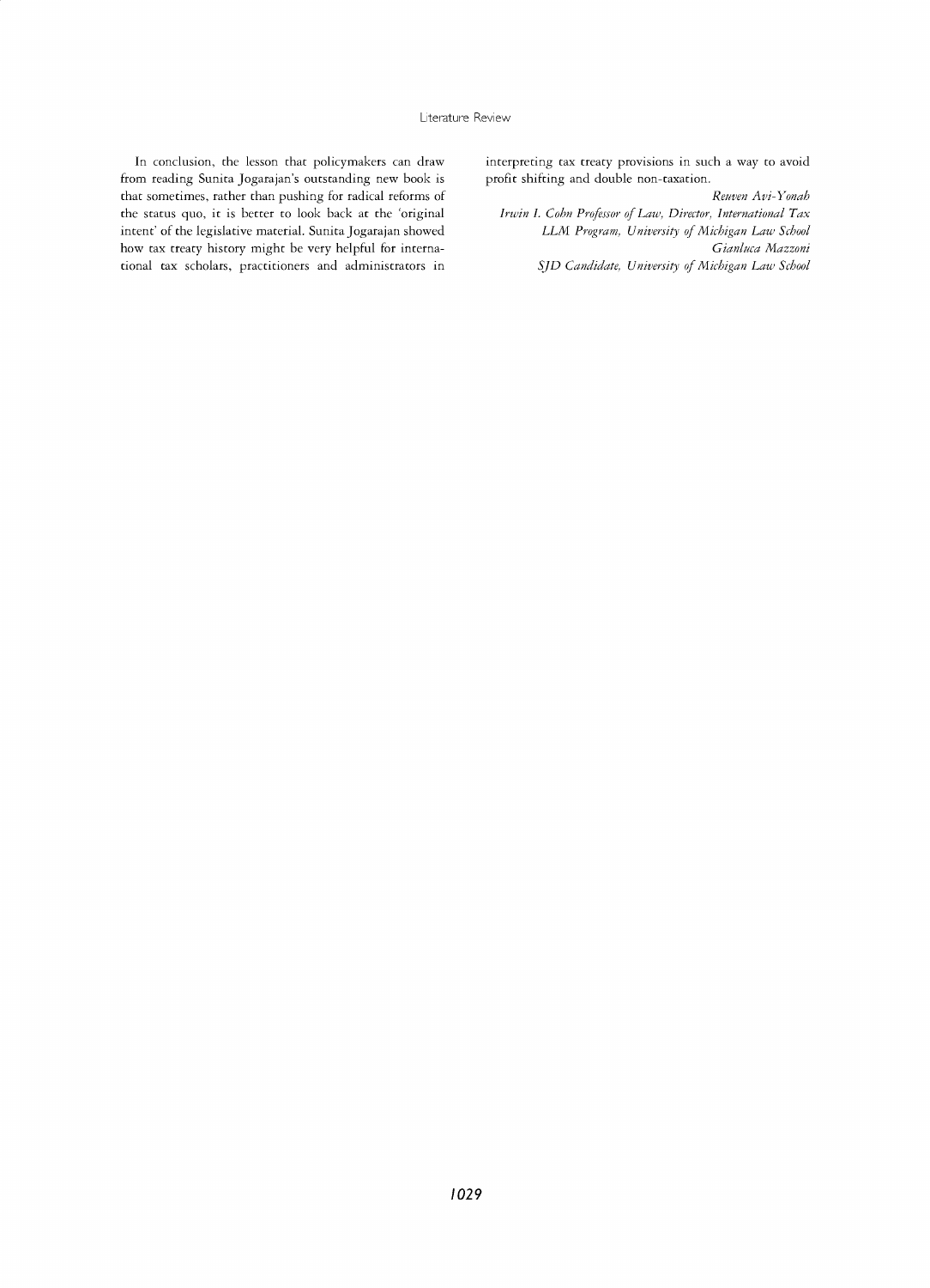In conclusion, the lesson that policymakers can draw from reading Sunita Jogarajan's outstanding new book is that sometimes, rather than pushing for radical reforms of the status quo, it is better to look back at the 'original intent' of the legislative material. Sunita Jogarajan showed how tax treaty history might be very helpful for international tax scholars, practitioners and administrators in interpreting tax treaty provisions in such a way to avoid profit shifting and double non-taxation.

*Reuven Avi-Yonah*
*Irwin I. Cohn Professor of Law, Director, International Tax LLM Program, University of Michigan Law School*
*Gianluca Mazzoni*
*SJD Candidate, University of Michigan Law School*